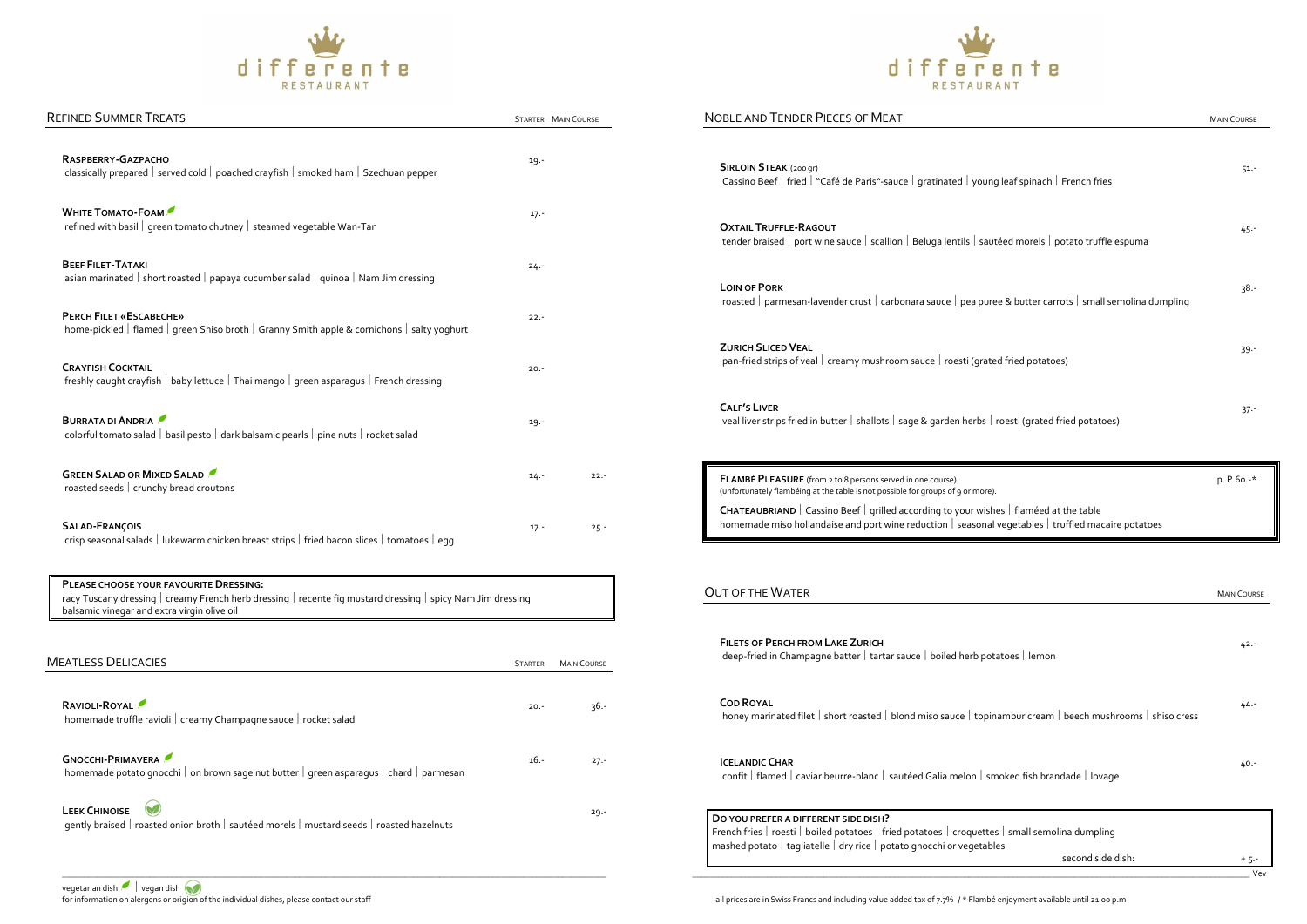# differente RESTAURANT

## Refined Summer Treats

| | Starter | Main Course |
|---|---|---|
| **Raspberry-Gazpacho**<br>classically prepared \| served cold \| poached crayfish \| smoked ham \| Szechuan pepper | 19.- | |
| **White Tomato-Foam** (vegetarian)<br>refined with basil \| green tomato chutney \| steamed vegetable Wan-Tan | 17.- | |
| **Beef Filet-Tataki**<br>asian marinated \| short roasted \| papaya cucumber salad \| quinoa \| Nam Jim dressing | 24.- | |
| **Perch Filet «Escabeche»**<br>home-pickled \| flamed \| green Shiso broth \| Granny Smith apple & cornichons \| salty yoghurt | 22.- | |
| **Crayfish Cocktail**<br>freshly caught crayfish \| baby lettuce \| Thai mango \| green asparagus \| French dressing | 20.- | |
| **Burrata di Andria** (vegetarian)<br>colorful tomato salad \| basil pesto \| dark balsamic pearls \| pine nuts \| rocket salad | 19.- | |
| **Green Salad or Mixed Salad** (vegetarian)<br>roasted seeds \| crunchy bread croutons | 14.- | 22.- |
| **Salad-François**<br>crisp seasonal salads \| lukewarm chicken breast strips \| fried bacon slices \| tomatoes \| egg | 17.- | 25.- |

**Please choose your favourite Dressing:**
racy Tuscany dressing | creamy French herb dressing | recente fig mustard dressing | spicy Nam Jim dressing
balsamic vinegar and extra virgin olive oil

## Meatless Delicacies

| | Starter | Main Course |
|---|---|---|
| **Ravioli-Royal** (vegetarian)<br>homemade truffle ravioli \| creamy Champagne sauce \| rocket salad | 20.- | 36.- |
| **Gnocchi-Primavera** (vegetarian)<br>homemade potato gnocchi \| on brown sage nut butter \| green asparagus \| chard \| parmesan | 16.- | 27.- |
| **Leek Chinoise** (vegan)<br>gently braised \| roasted onion broth \| sautéed morels \| mustard seeds \| roasted hazelnuts | | 29.- |

vegetarian dish | vegan dish
for information on alergens or origion of the individual dishes, please contact our staff

## Noble and Tender Pieces of Meat

| | Main Course |
|---|---|
| **Sirloin Steak** (200 gr)<br>Cassino Beef \| fried \| "Café de Paris"-sauce \| gratinated \| young leaf spinach \| French fries | 51.- |
| **Oxtail Truffle-Ragout**<br>tender braised \| port wine sauce \| scallion \| Beluga lentils \| sautéed morels \| potato truffle espuma | 45.- |
| **Loin of Pork**<br>roasted \| parmesan-lavender crust \| carbonara sauce \| pea puree & butter carrots \| small semolina dumpling | 38.- |
| **Zurich Sliced Veal**<br>pan-fried strips of veal \| creamy mushroom sauce \| roesti (grated fried potatoes) | 39.- |
| **Calf's Liver**<br>veal liver strips fried in butter \| shallots \| sage & garden herbs \| roesti (grated fried potatoes) | 37.- |

**Flambé Pleasure** (from 2 to 8 persons served in one course) — p. P.60.-*
(unfortunately flambéing at the table is not possible for groups of 9 or more).

**Chateaubriand** | Cassino Beef | grilled according to your wishes | flaméd at the table
homemade miso hollandaise and port wine reduction | seasonal vegetables | truffled macaire potatoes

## Out of the Water

| | Main Course |
|---|---|
| **Filets of Perch from Lake Zurich**<br>deep-fried in Champagne batter \| tartar sauce \| boiled herb potatoes \| lemon | 42.- |
| **Cod Royal**<br>honey marinated filet \| short roasted \| blond miso sauce \| topinambur cream \| beech mushrooms \| shiso cress | 44.- |
| **Icelandic Char**<br>confit \| flamed \| caviar beurre-blanc \| sautéed Galia melon \| smoked fish brandade \| lovage | 40.- |

**Do you prefer a different side dish?**
French fries | roesti | boiled potatoes | fried potatoes | croquettes | small semolina dumpling
mashed potato | tagliatelle | dry rice | potato gnocchi or vegetables
second side dish: + 5.-

Vev

all prices are in Swiss Francs and including value added tax of 7.7% / * Flambé enjoyment available until 21.00 p.m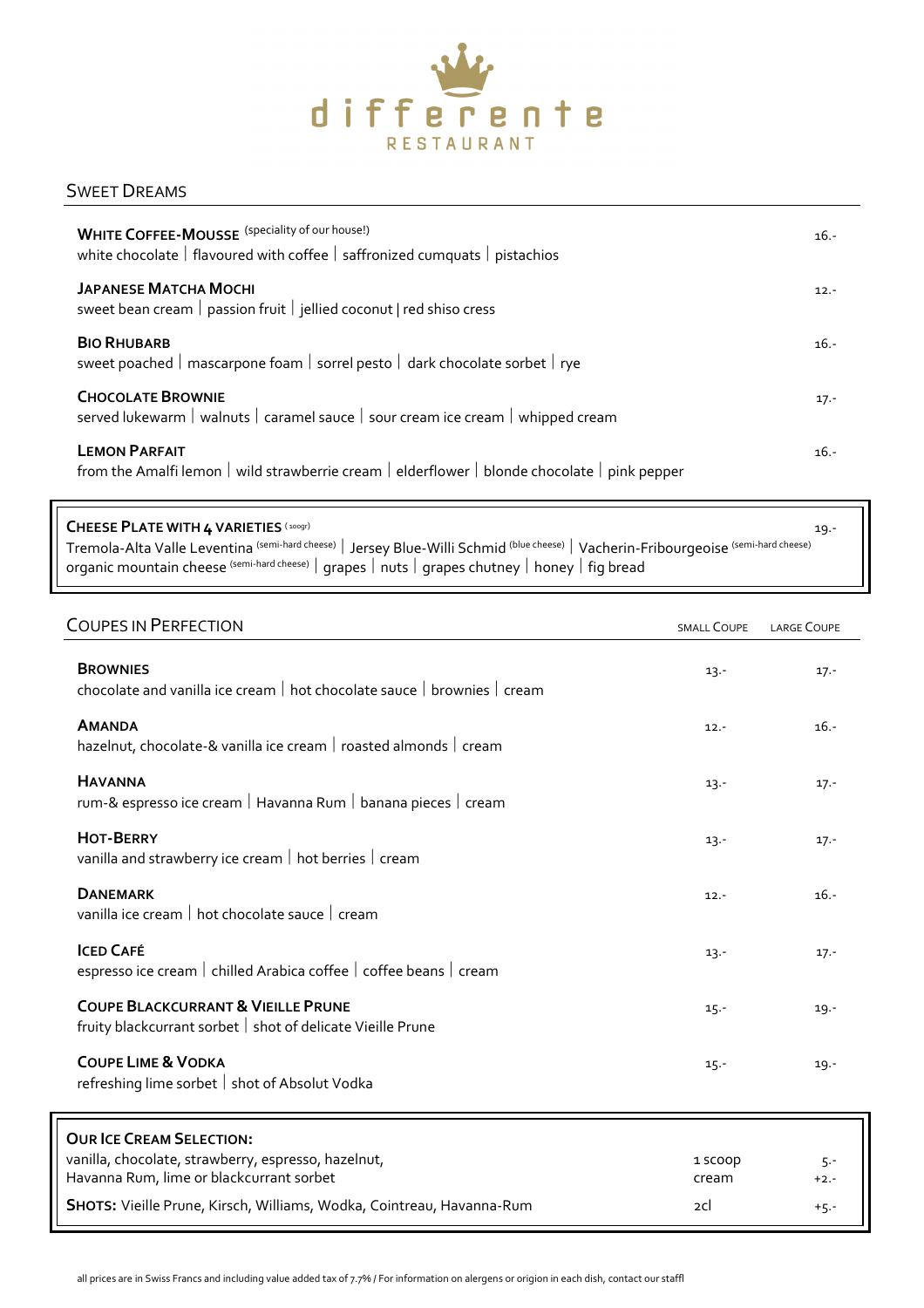# differente
RESTAURANT

## Sweet Dreams

| | |
|---|---|
| **White Coffee-Mousse** (speciality of our house!) <br> white chocolate \| flavoured with coffee \| saffronized cumquats \| pistachios | 16.- |
| **Japanese Matcha Mochi** <br> sweet bean cream \| passion fruit \| jellied coconut \| red shiso cress | 12.- |
| **Bio Rhubarb** <br> sweet poached \| mascarpone foam \| sorrel pesto \| dark chocolate sorbet \| rye | 16.- |
| **Chocolate Brownie** <br> served lukewarm \| walnuts \| caramel sauce \| sour cream ice cream \| whipped cream | 17.- |
| **Lemon Parfait** <br> from the Amalfi lemon \| wild strawberrie cream \| elderflower \| blonde chocolate \| pink pepper | 16.- |

**Cheese Plate with 4 Varieties** (100gr) — 19.-

Tremola-Alta Valle Leventina (semi-hard cheese) | Jersey Blue-Willi Schmid (blue cheese) | Vacherin-Fribourgeoise (semi-hard cheese) | organic mountain cheese (semi-hard cheese) | grapes | nuts | grapes chutney | honey | fig bread

## Coupes in Perfection

| | Small Coupe | Large Coupe |
|---|---|---|
| **Brownies** <br> chocolate and vanilla ice cream \| hot chocolate sauce \| brownies \| cream | 13.- | 17.- |
| **Amanda** <br> hazelnut, chocolate-& vanilla ice cream \| roasted almonds \| cream | 12.- | 16.- |
| **Havanna** <br> rum-& espresso ice cream \| Havanna Rum \| banana pieces \| cream | 13.- | 17.- |
| **Hot-Berry** <br> vanilla and strawberry ice cream \| hot berries \| cream | 13.- | 17.- |
| **Danemark** <br> vanilla ice cream \| hot chocolate sauce \| cream | 12.- | 16.- |
| **Iced Café** <br> espresso ice cream \| chilled Arabica coffee \| coffee beans \| cream | 13.- | 17.- |
| **Coupe Blackcurrant & Vieille Prune** <br> fruity blackcurrant sorbet \| shot of delicate Vieille Prune | 15.- | 19.- |
| **Coupe Lime & Vodka** <br> refreshing lime sorbet \| shot of Absolut Vodka | 15.- | 19.- |

| | | |
|---|---|---|
| **Our Ice Cream Selection:** <br> vanilla, chocolate, strawberry, espresso, hazelnut, <br> Havanna Rum, lime or blackcurrant sorbet | 1 scoop <br> cream | 5.- <br> +2.- |
| **Shots:** Vieille Prune, Kirsch, Williams, Wodka, Cointreau, Havanna-Rum | 2cl | +5.- |

all prices are in Swiss Francs and including value added tax of 7.7% / For information on alergens or origion in each dish, contact our staffl